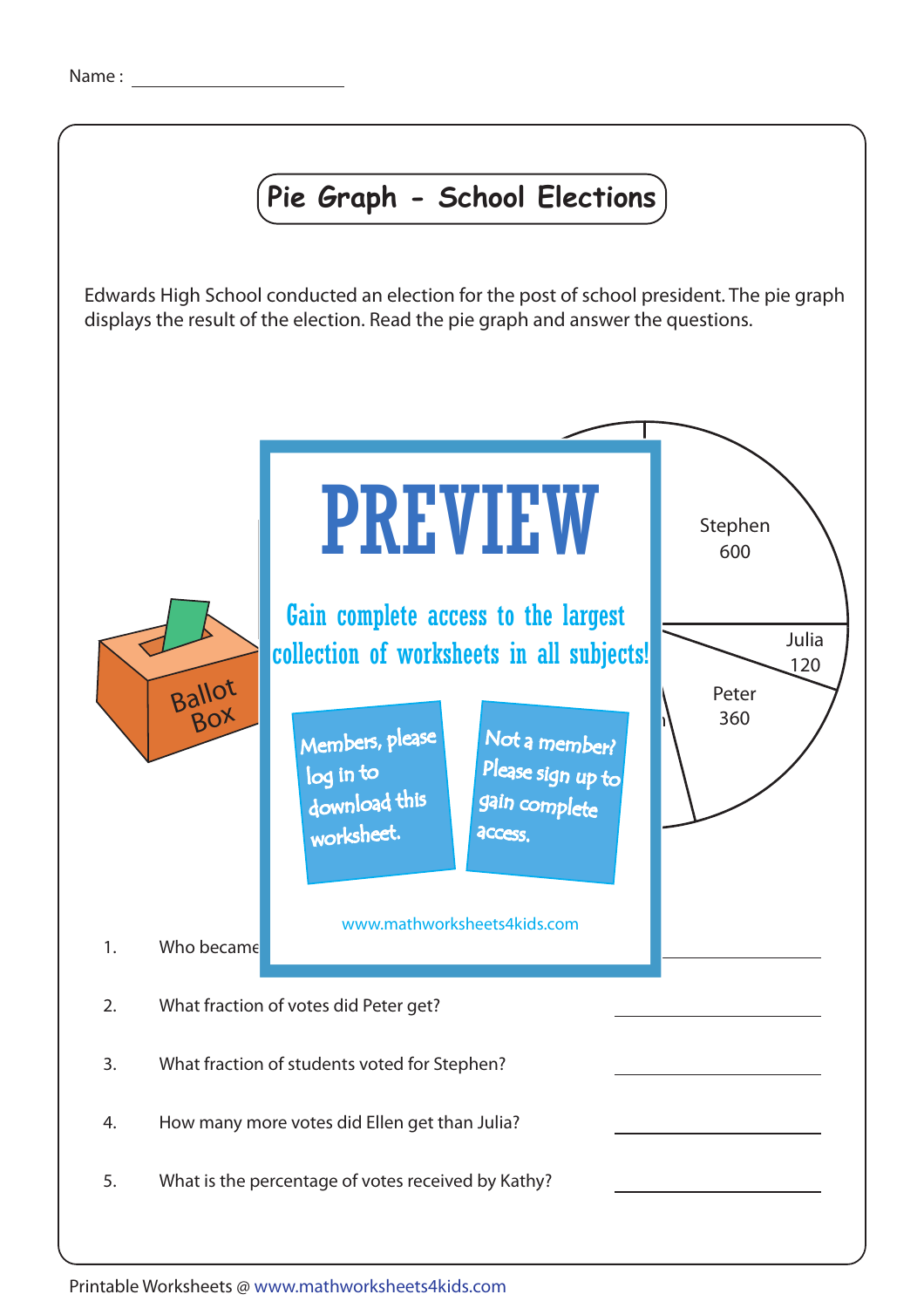Name : ____________________

# Pie Graph - School Elections

Edwards High School conducted an election for the post of school president. The pie graph displays the result of the election. Read the pie graph and answer the questions.

Stephen
600

Julia
120

Peter
360

Ballot Box

PREVIEW

Gain complete access to the largest collection of worksheets in all subjects!

Members, please log in to download this worksheet.

Not a member? Please sign up to gain complete access.

www.mathworksheets4kids.com

1. Who became ____________________

2. What fraction of votes did Peter get? ____________________

3. What fraction of students voted for Stephen? ____________________

4. How many more votes did Ellen get than Julia? ____________________

5. What is the percentage of votes received by Kathy? ____________________

Printable Worksheets @ www.mathworksheets4kids.com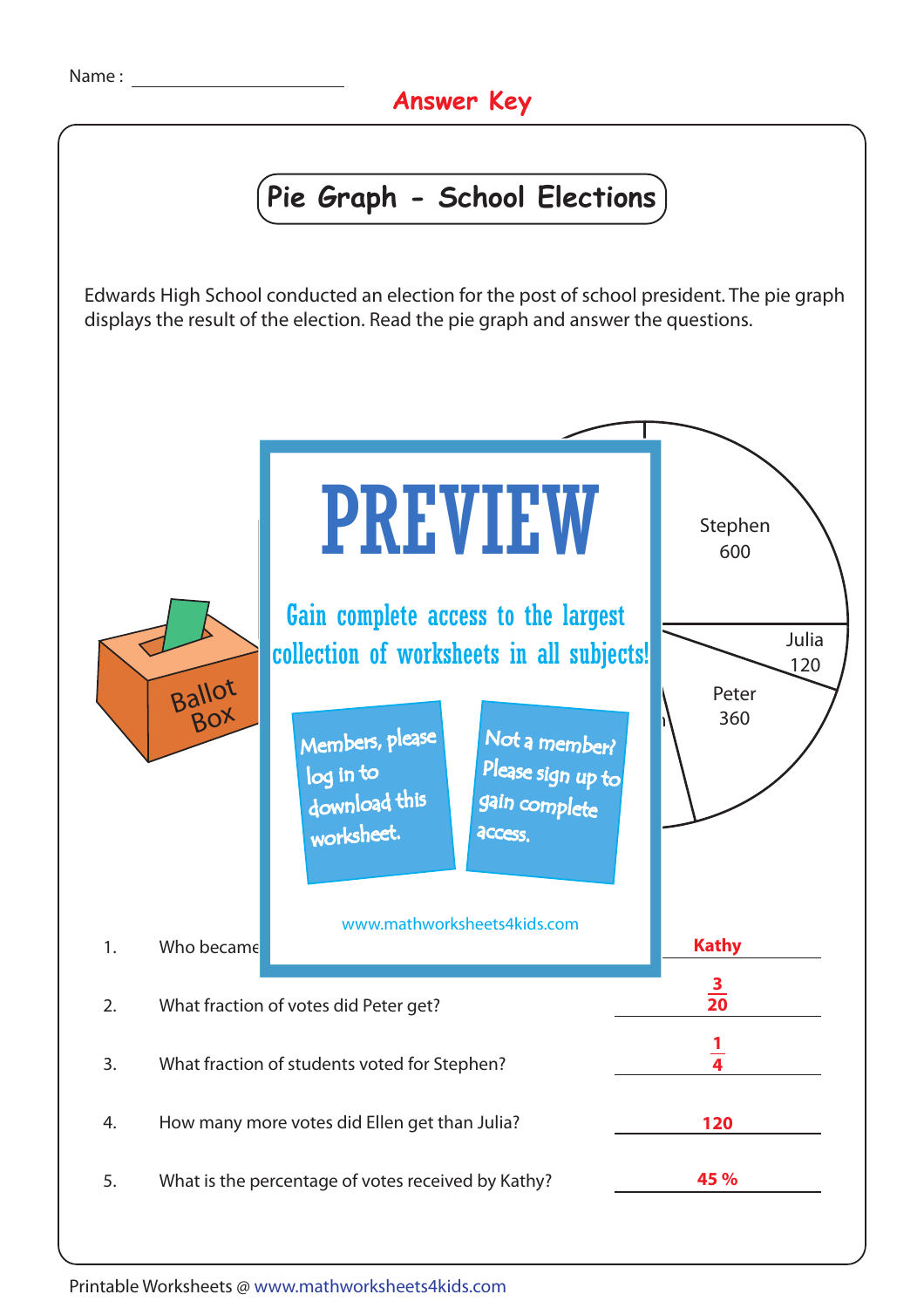Name :

**Answer Key**

# Pie Graph - School Elections

Edwards High School conducted an election for the post of school president. The pie graph displays the result of the election. Read the pie graph and answer the questions.

Stephen
600

Julia
120

Peter
360

Ballot Box

PREVIEW

Gain complete access to the largest collection of worksheets in all subjects!

Members, please log in to download this worksheet.

Not a member? Please sign up to gain complete access.

www.mathworksheets4kids.com

1. Who became ... **Kathy**

2. What fraction of votes did Peter get? $\frac{3}{20}$

3. What fraction of students voted for Stephen? $\frac{1}{4}$

4. How many more votes did Ellen get than Julia? **120**

5. What is the percentage of votes received by Kathy? **45 %**